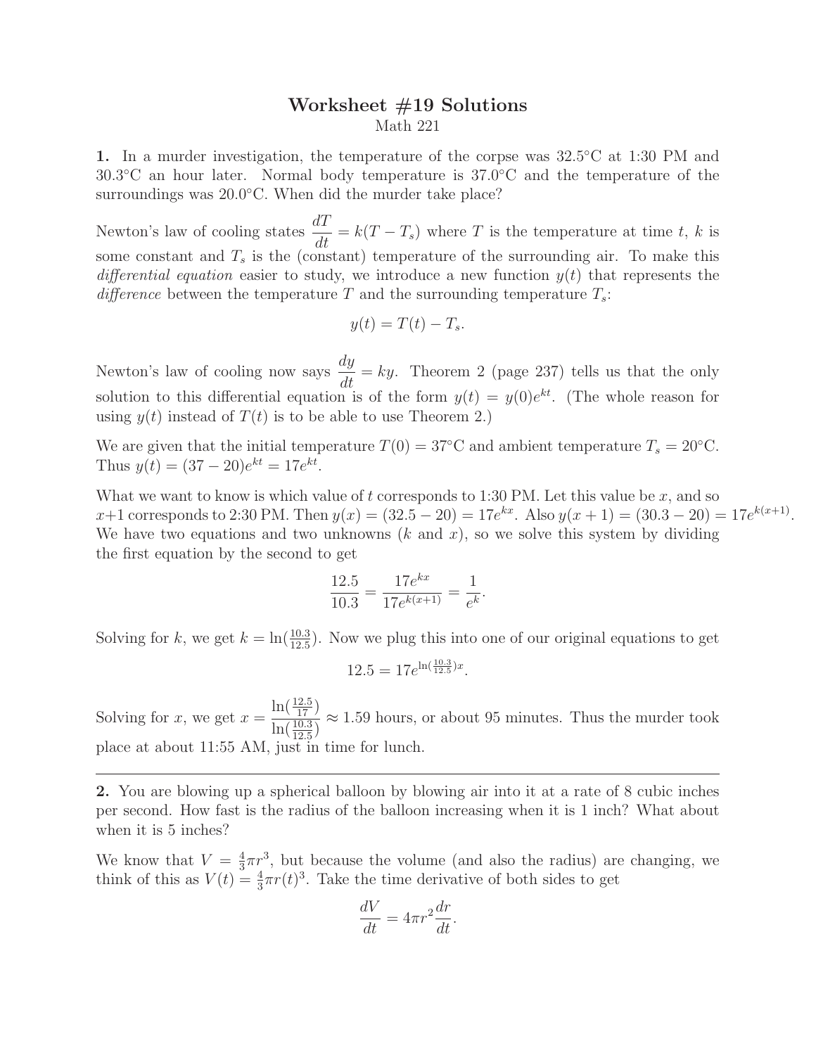# Worksheet #19 Solutions

Math 221

**1.** In a murder investigation, the temperature of the corpse was 32.5°C at 1:30 PM and 30.3°C an hour later. Normal body temperature is 37.0°C and the temperature of the surroundings was 20.0°C. When did the murder take place?

Newton's law of cooling states $\dfrac{dT}{dt} = k(T - T_s)$ where $T$ is the temperature at time $t$, $k$ is some constant and $T_s$ is the (constant) temperature of the surrounding air. To make this *differential equation* easier to study, we introduce a new function $y(t)$ that represents the *difference* between the temperature $T$ and the surrounding temperature $T_s$:

$$y(t) = T(t) - T_s.$$

Newton's law of cooling now says $\dfrac{dy}{dt} = ky$. Theorem 2 (page 237) tells us that the only solution to this differential equation is of the form $y(t) = y(0)e^{kt}$. (The whole reason for using $y(t)$ instead of $T(t)$ is to be able to use Theorem 2.)

We are given that the initial temperature $T(0) = 37$°C and ambient temperature $T_s = 20$°C. Thus $y(t) = (37 - 20)e^{kt} = 17e^{kt}$.

What we want to know is which value of $t$ corresponds to 1:30 PM. Let this value be $x$, and so $x+1$ corresponds to 2:30 PM. Then $y(x) = (32.5 - 20) = 17e^{kx}$. Also $y(x+1) = (30.3 - 20) = 17e^{k(x+1)}$. We have two equations and two unknowns ($k$ and $x$), so we solve this system by dividing the first equation by the second to get

$$\frac{12.5}{10.3} = \frac{17e^{kx}}{17e^{k(x+1)}} = \frac{1}{e^k}.$$

Solving for $k$, we get $k = \ln(\frac{10.3}{12.5})$. Now we plug this into one of our original equations to get

$$12.5 = 17e^{\ln(\frac{10.3}{12.5})x}.$$

Solving for $x$, we get $x = \dfrac{\ln(\frac{12.5}{17})}{\ln(\frac{10.3}{12.5})} \approx 1.59$ hours, or about 95 minutes. Thus the murder took place at about 11:55 AM, just in time for lunch.

---

**2.** You are blowing up a spherical balloon by blowing air into it at a rate of 8 cubic inches per second. How fast is the radius of the balloon increasing when it is 1 inch? What about when it is 5 inches?

We know that $V = \frac{4}{3}\pi r^3$, but because the volume (and also the radius) are changing, we think of this as $V(t) = \frac{4}{3}\pi r(t)^3$. Take the time derivative of both sides to get

$$\frac{dV}{dt} = 4\pi r^2 \frac{dr}{dt}.$$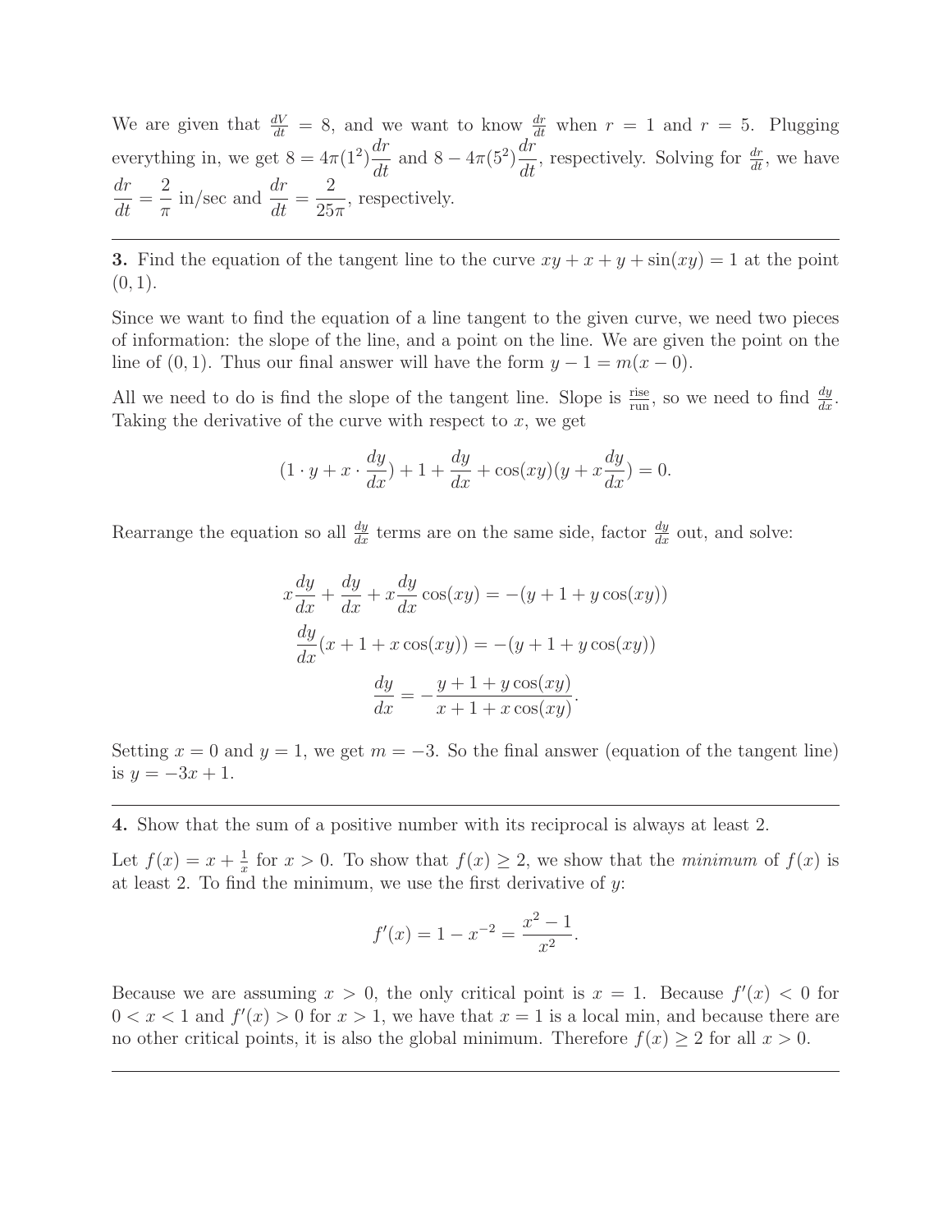We are given that $\frac{dV}{dt} = 8$, and we want to know $\frac{dr}{dt}$ when $r = 1$ and $r = 5$. Plugging everything in, we get $8 = 4\pi(1^2)\dfrac{dr}{dt}$ and $8 - 4\pi(5^2)\dfrac{dr}{dt}$, respectively. Solving for $\frac{dr}{dt}$, we have $\dfrac{dr}{dt} = \dfrac{2}{\pi}$ in/sec and $\dfrac{dr}{dt} = \dfrac{2}{25\pi}$, respectively.

---

**3.** Find the equation of the tangent line to the curve $xy + x + y + \sin(xy) = 1$ at the point $(0, 1)$.

Since we want to find the equation of a line tangent to the given curve, we need two pieces of information: the slope of the line, and a point on the line. We are given the point on the line of $(0, 1)$. Thus our final answer will have the form $y - 1 = m(x - 0)$.

All we need to do is find the slope of the tangent line. Slope is $\frac{\text{rise}}{\text{run}}$, so we need to find $\frac{dy}{dx}$. Taking the derivative of the curve with respect to $x$, we get

$$(1 \cdot y + x \cdot \frac{dy}{dx}) + 1 + \frac{dy}{dx} + \cos(xy)(y + x\frac{dy}{dx}) = 0.$$

Rearrange the equation so all $\frac{dy}{dx}$ terms are on the same side, factor $\frac{dy}{dx}$ out, and solve:

$$\begin{aligned}
x\frac{dy}{dx} + \frac{dy}{dx} + x\frac{dy}{dx}\cos(xy) &= -(y + 1 + y\cos(xy)) \\
\frac{dy}{dx}(x + 1 + x\cos(xy)) &= -(y + 1 + y\cos(xy)) \\
\frac{dy}{dx} &= -\frac{y + 1 + y\cos(xy)}{x + 1 + x\cos(xy)}.
\end{aligned}$$

Setting $x = 0$ and $y = 1$, we get $m = -3$. So the final answer (equation of the tangent line) is $y = -3x + 1$.

---

**4.** Show that the sum of a positive number with its reciprocal is always at least 2.

Let $f(x) = x + \frac{1}{x}$ for $x > 0$. To show that $f(x) \geq 2$, we show that the *minimum* of $f(x)$ is at least 2. To find the minimum, we use the first derivative of $y$:

$$f'(x) = 1 - x^{-2} = \frac{x^2 - 1}{x^2}.$$

Because we are assuming $x > 0$, the only critical point is $x = 1$. Because $f'(x) < 0$ for $0 < x < 1$ and $f'(x) > 0$ for $x > 1$, we have that $x = 1$ is a local min, and because there are no other critical points, it is also the global minimum. Therefore $f(x) \geq 2$ for all $x > 0$.

---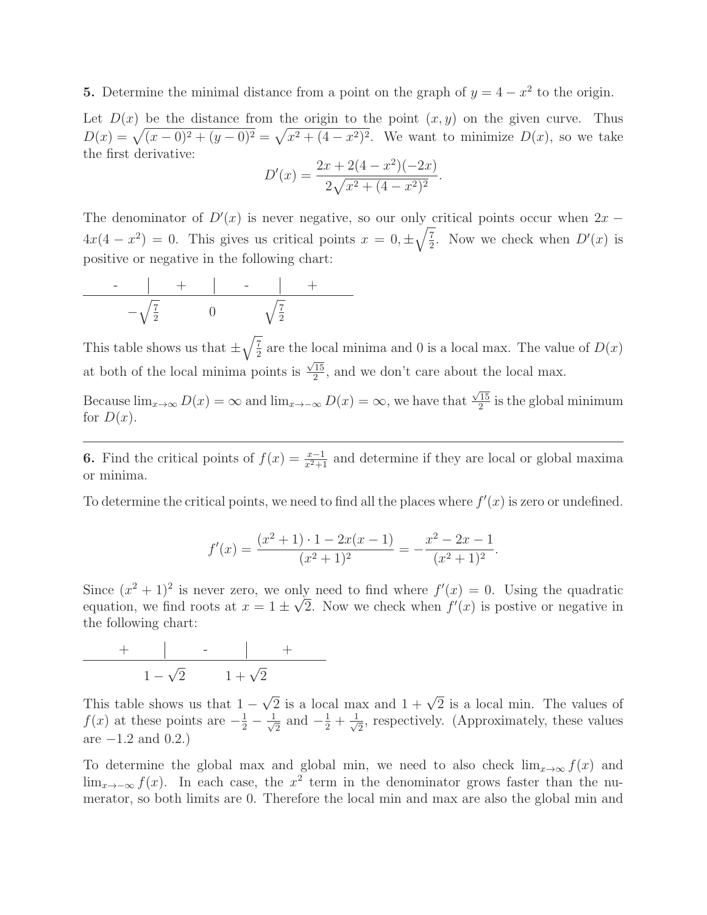**5.** Determine the minimal distance from a point on the graph of $y = 4 - x^2$ to the origin.

Let $D(x)$ be the distance from the origin to the point $(x, y)$ on the given curve. Thus $D(x) = \sqrt{(x-0)^2 + (y-0)^2} = \sqrt{x^2 + (4-x^2)^2}$. We want to minimize $D(x)$, so we take the first derivative:

$$D'(x) = \frac{2x + 2(4-x^2)(-2x)}{2\sqrt{x^2 + (4-x^2)^2}}.$$

The denominator of $D'(x)$ is never negative, so our only critical points occur when $2x - 4x(4-x^2) = 0$. This gives us critical points $x = 0, \pm\sqrt{\frac{7}{2}}$. Now we check when $D'(x)$ is positive or negative in the following chart:

| $x < -\sqrt{\frac{7}{2}}$ | $-\sqrt{\frac{7}{2}} < x < 0$ | $0 < x < \sqrt{\frac{7}{2}}$ | $x > \sqrt{\frac{7}{2}}$ |
|---|---|---|---|
| - | + | - | + |

This table shows us that $\pm\sqrt{\frac{7}{2}}$ are the local minima and 0 is a local max. The value of $D(x)$ at both of the local minima points is $\frac{\sqrt{15}}{2}$, and we don't care about the local max.

Because $\lim_{x\to\infty} D(x) = \infty$ and $\lim_{x\to-\infty} D(x) = \infty$, we have that $\frac{\sqrt{15}}{2}$ is the global minimum for $D(x)$.

---

**6.** Find the critical points of $f(x) = \frac{x-1}{x^2+1}$ and determine if they are local or global maxima or minima.

To determine the critical points, we need to find all the places where $f'(x)$ is zero or undefined.

$$f'(x) = \frac{(x^2+1)\cdot 1 - 2x(x-1)}{(x^2+1)^2} = -\frac{x^2-2x-1}{(x^2+1)^2}.$$

Since $(x^2+1)^2$ is never zero, we only need to find where $f'(x) = 0$. Using the quadratic equation, we find roots at $x = 1 \pm \sqrt{2}$. Now we check when $f'(x)$ is postive or negative in the following chart:

| $x < 1-\sqrt{2}$ | $1-\sqrt{2} < x < 1+\sqrt{2}$ | $x > 1+\sqrt{2}$ |
|---|---|---|
| + | - | + |

This table shows us that $1-\sqrt{2}$ is a local max and $1+\sqrt{2}$ is a local min. The values of $f(x)$ at these points are $-\frac{1}{2} - \frac{1}{\sqrt{2}}$ and $-\frac{1}{2} + \frac{1}{\sqrt{2}}$, respectively. (Approximately, these values are $-1.2$ and $0.2$.)

To determine the global max and global min, we need to also check $\lim_{x\to\infty} f(x)$ and $\lim_{x\to-\infty} f(x)$. In each case, the $x^2$ term in the denominator grows faster than the numerator, so both limits are 0. Therefore the local min and max are also the global min and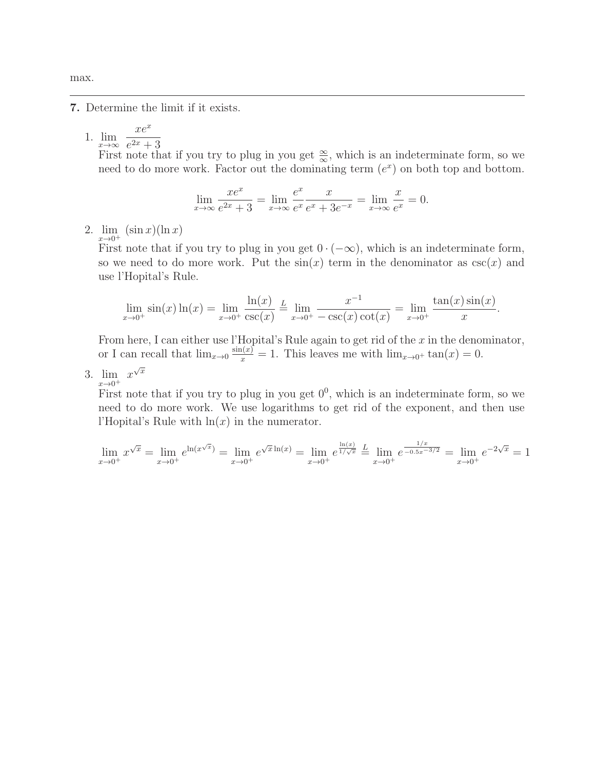max.

---

**7.** Determine the limit if it exists.

1. $\lim_{x\to\infty} \dfrac{xe^x}{e^{2x}+3}$
   First note that if you try to plug in you get $\frac{\infty}{\infty}$, which is an indeterminate form, so we need to do more work. Factor out the dominating term ($e^x$) on both top and bottom.

$$\lim_{x\to\infty} \frac{xe^x}{e^{2x}+3} = \lim_{x\to\infty} \frac{e^x}{e^x} \frac{x}{e^x + 3e^{-x}} = \lim_{x\to\infty} \frac{x}{e^x} = 0.$$

2. $\lim_{x\to 0^+} (\sin x)(\ln x)$
   First note that if you try to plug in you get $0 \cdot (-\infty)$, which is an indeterminate form, so we need to do more work. Put the $\sin(x)$ term in the denominator as $\csc(x)$ and use l'Hopital's Rule.

$$\lim_{x\to 0^+} \sin(x)\ln(x) = \lim_{x\to 0^+} \frac{\ln(x)}{\csc(x)} \overset{L}{=} \lim_{x\to 0^+} \frac{x^{-1}}{-\csc(x)\cot(x)} = \lim_{x\to 0^+} \frac{\tan(x)\sin(x)}{x}.$$

   From here, I can either use l'Hopital's Rule again to get rid of the $x$ in the denominator, or I can recall that $\lim_{x\to 0} \frac{\sin(x)}{x} = 1$. This leaves me with $\lim_{x\to 0^+} \tan(x) = 0$.

3. $\lim_{x\to 0^+} x^{\sqrt{x}}$
   First note that if you try to plug in you get $0^0$, which is an indeterminate form, so we need to do more work. We use logarithms to get rid of the exponent, and then use l'Hopital's Rule with $\ln(x)$ in the numerator.

$$\lim_{x\to 0^+} x^{\sqrt{x}} = \lim_{x\to 0^+} e^{\ln(x^{\sqrt{x}})} = \lim_{x\to 0^+} e^{\sqrt{x}\ln(x)} = \lim_{x\to 0^+} e^{\frac{\ln(x)}{1/\sqrt{x}}} \overset{L}{=} \lim_{x\to 0^+} e^{\frac{1/x}{-0.5x^{-3/2}}} = \lim_{x\to 0^+} e^{-2\sqrt{x}} = 1$$